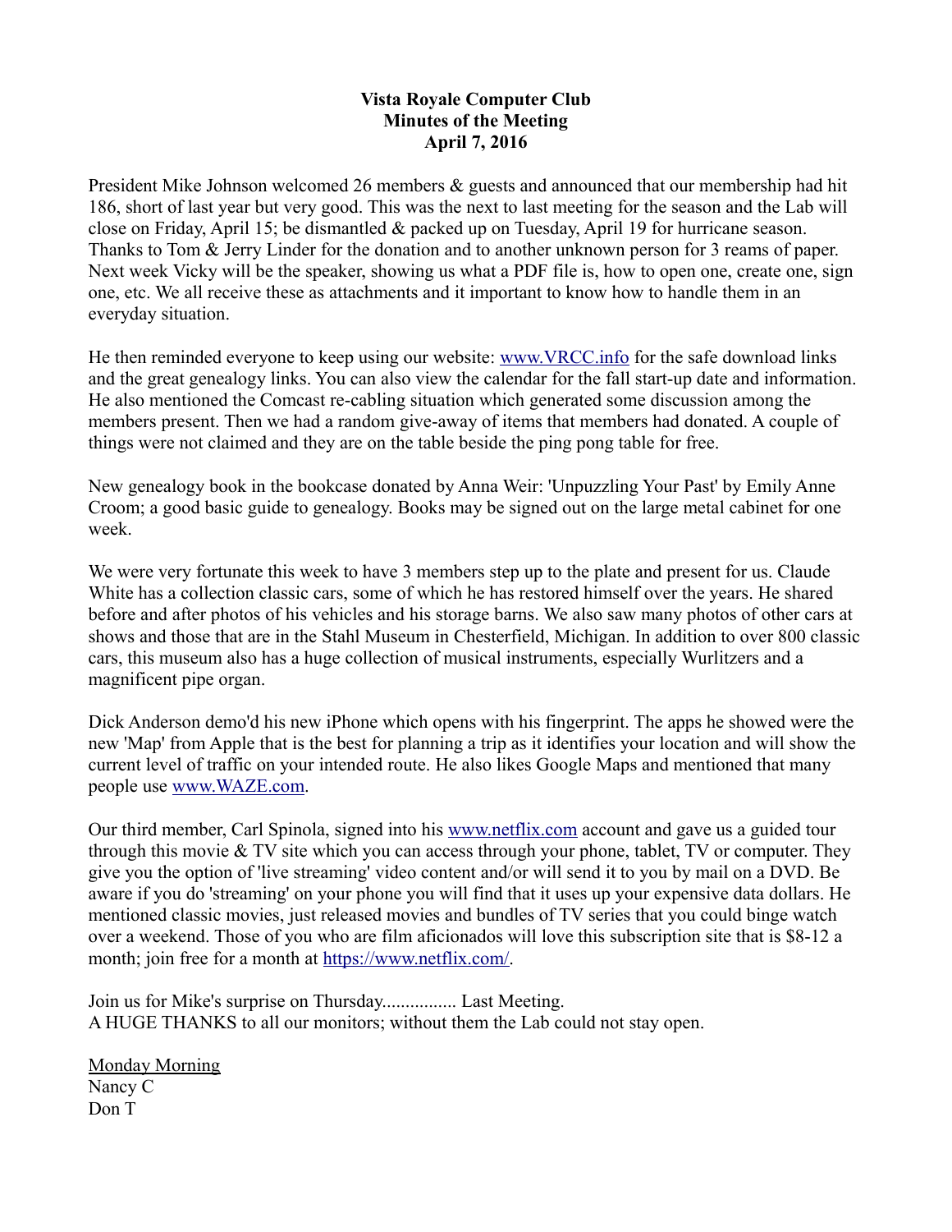**Vista Royale Computer Club**
**Minutes of the Meeting**
**April 7, 2016**

President Mike Johnson welcomed 26 members & guests and announced that our membership had hit 186, short of last year but very good. This was the next to last meeting for the season and the Lab will close on Friday, April 15; be dismantled & packed up on Tuesday, April 19 for hurricane season. Thanks to Tom & Jerry Linder for the donation and to another unknown person for 3 reams of paper. Next week Vicky will be the speaker, showing us what a PDF file is, how to open one, create one, sign one, etc. We all receive these as attachments and it important to know how to handle them in an everyday situation.

He then reminded everyone to keep using our website: [www.VRCC.info](http://www.VRCC.info) for the safe download links and the great genealogy links. You can also view the calendar for the fall start-up date and information. He also mentioned the Comcast re-cabling situation which generated some discussion among the members present. Then we had a random give-away of items that members had donated. A couple of things were not claimed and they are on the table beside the ping pong table for free.

New genealogy book in the bookcase donated by Anna Weir: 'Unpuzzling Your Past' by Emily Anne Croom; a good basic guide to genealogy. Books may be signed out on the large metal cabinet for one week.

We were very fortunate this week to have 3 members step up to the plate and present for us. Claude White has a collection classic cars, some of which he has restored himself over the years. He shared before and after photos of his vehicles and his storage barns. We also saw many photos of other cars at shows and those that are in the Stahl Museum in Chesterfield, Michigan. In addition to over 800 classic cars, this museum also has a huge collection of musical instruments, especially Wurlitzers and a magnificent pipe organ.

Dick Anderson demo'd his new iPhone which opens with his fingerprint. The apps he showed were the new 'Map' from Apple that is the best for planning a trip as it identifies your location and will show the current level of traffic on your intended route. He also likes Google Maps and mentioned that many people use [www.WAZE.com](http://www.WAZE.com).

Our third member, Carl Spinola, signed into his [www.netflix.com](http://www.netflix.com) account and gave us a guided tour through this movie & TV site which you can access through your phone, tablet, TV or computer. They give you the option of 'live streaming' video content and/or will send it to you by mail on a DVD. Be aware if you do 'streaming' on your phone you will find that it uses up your expensive data dollars. He mentioned classic movies, just released movies and bundles of TV series that you could binge watch over a weekend. Those of you who are film aficionados will love this subscription site that is $8-12 a month; join free for a month at [https://www.netflix.com/](https://www.netflix.com/).

Join us for Mike's surprise on Thursday................ Last Meeting.
A HUGE THANKS to all our monitors; without them the Lab could not stay open.

<u>Monday Morning</u>
Nancy C
Don T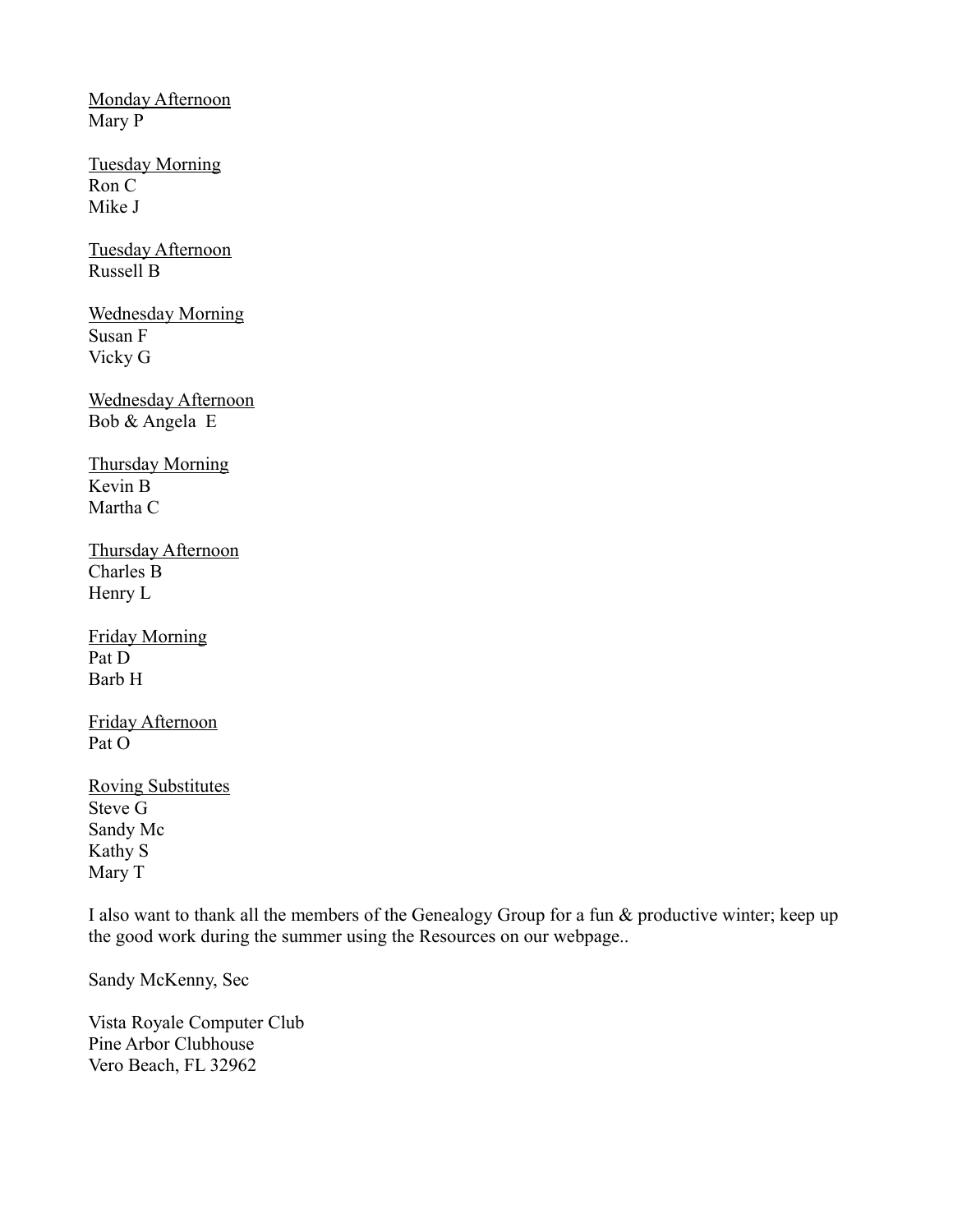<u>Monday Afternoon</u>
Mary P

<u>Tuesday Morning</u>
Ron C
Mike J

<u>Tuesday Afternoon</u>
Russell B

<u>Wednesday Morning</u>
Susan F
Vicky G

<u>Wednesday Afternoon</u>
Bob & Angela E

<u>Thursday Morning</u>
Kevin B
Martha C

<u>Thursday Afternoon</u>
Charles B
Henry L

<u>Friday Morning</u>
Pat D
Barb H

<u>Friday Afternoon</u>
Pat O

<u>Roving Substitutes</u>
Steve G
Sandy Mc
Kathy S
Mary T

I also want to thank all the members of the Genealogy Group for a fun & productive winter; keep up the good work during the summer using the Resources on our webpage..

Sandy McKenny, Sec

Vista Royale Computer Club
Pine Arbor Clubhouse
Vero Beach, FL 32962